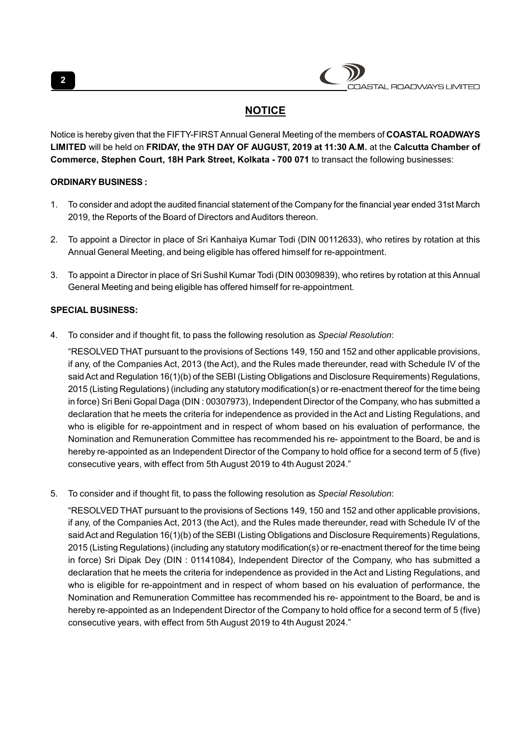## NOTICE

Notice is hereby given that the FIFTY-FIRST Annual General Meeting of the members of **COASTAL ROADWAYS LIMITED** will be held on **FRIDAY, the 9TH DAY OF AUGUST, 2019 at 11:30 A.M.** at the **Calcutta Chamber of Commerce, Stephen Court, 18H Park Street, Kolkata - 700 071** to transact the following businesses:

**ORDINARY BUSINESS :**

1. To consider and adopt the audited financial statement of the Company for the financial year ended 31st March 2019, the Reports of the Board of Directors and Auditors thereon.

2. To appoint a Director in place of Sri Kanhaiya Kumar Todi (DIN 00112633), who retires by rotation at this Annual General Meeting, and being eligible has offered himself for re-appointment.

3. To appoint a Director in place of Sri Sushil Kumar Todi (DIN 00309839), who retires by rotation at this Annual General Meeting and being eligible has offered himself for re-appointment.

**SPECIAL BUSINESS:**

4. To consider and if thought fit, to pass the following resolution as *Special Resolution*:

   "RESOLVED THAT pursuant to the provisions of Sections 149, 150 and 152 and other applicable provisions, if any, of the Companies Act, 2013 (the Act), and the Rules made thereunder, read with Schedule IV of the said Act and Regulation 16(1)(b) of the SEBI (Listing Obligations and Disclosure Requirements) Regulations, 2015 (Listing Regulations) (including any statutory modification(s) or re-enactment thereof for the time being in force) Sri Beni Gopal Daga (DIN : 00307973), Independent Director of the Company, who has submitted a declaration that he meets the criteria for independence as provided in the Act and Listing Regulations, and who is eligible for re-appointment and in respect of whom based on his evaluation of performance, the Nomination and Remuneration Committee has recommended his re- appointment to the Board, be and is hereby re-appointed as an Independent Director of the Company to hold office for a second term of 5 (five) consecutive years, with effect from 5th August 2019 to 4th August 2024."

5. To consider and if thought fit, to pass the following resolution as *Special Resolution*:

   "RESOLVED THAT pursuant to the provisions of Sections 149, 150 and 152 and other applicable provisions, if any, of the Companies Act, 2013 (the Act), and the Rules made thereunder, read with Schedule IV of the said Act and Regulation 16(1)(b) of the SEBI (Listing Obligations and Disclosure Requirements) Regulations, 2015 (Listing Regulations) (including any statutory modification(s) or re-enactment thereof for the time being in force) Sri Dipak Dey (DIN : 01141084), Independent Director of the Company, who has submitted a declaration that he meets the criteria for independence as provided in the Act and Listing Regulations, and who is eligible for re-appointment and in respect of whom based on his evaluation of performance, the Nomination and Remuneration Committee has recommended his re- appointment to the Board, be and is hereby re-appointed as an Independent Director of the Company to hold office for a second term of 5 (five) consecutive years, with effect from 5th August 2019 to 4th August 2024."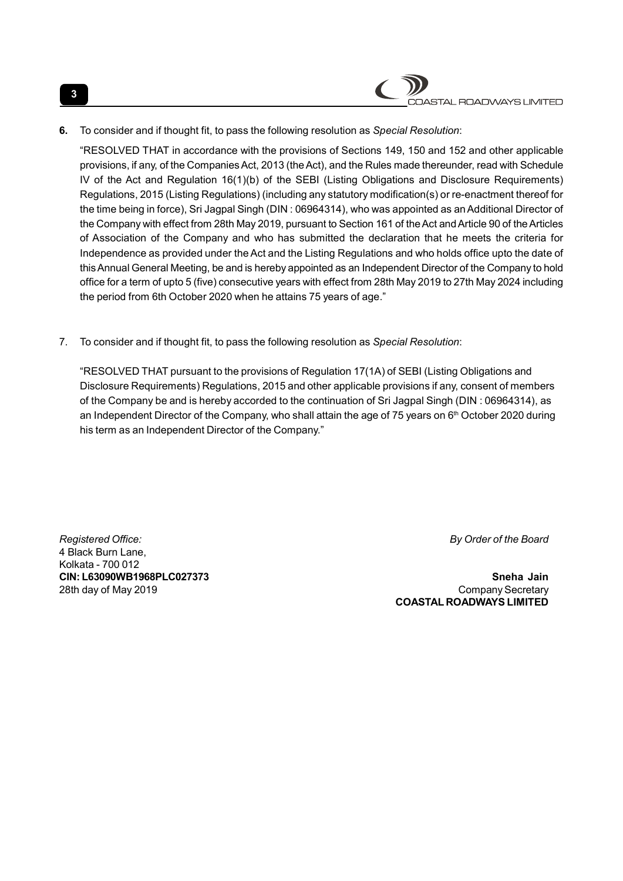**6.** To consider and if thought fit, to pass the following resolution as *Special Resolution*:

"RESOLVED THAT in accordance with the provisions of Sections 149, 150 and 152 and other applicable provisions, if any, of the Companies Act, 2013 (the Act), and the Rules made thereunder, read with Schedule IV of the Act and Regulation 16(1)(b) of the SEBI (Listing Obligations and Disclosure Requirements) Regulations, 2015 (Listing Regulations) (including any statutory modification(s) or re-enactment thereof for the time being in force), Sri Jagpal Singh (DIN : 06964314), who was appointed as an Additional Director of the Company with effect from 28th May 2019, pursuant to Section 161 of the Act and Article 90 of the Articles of Association of the Company and who has submitted the declaration that he meets the criteria for Independence as provided under the Act and the Listing Regulations and who holds office upto the date of this Annual General Meeting, be and is hereby appointed as an Independent Director of the Company to hold office for a term of upto 5 (five) consecutive years with effect from 28th May 2019 to 27th May 2024 including the period from 6th October 2020 when he attains 75 years of age."

7. To consider and if thought fit, to pass the following resolution as *Special Resolution*:

"RESOLVED THAT pursuant to the provisions of Regulation 17(1A) of SEBI (Listing Obligations and Disclosure Requirements) Regulations, 2015 and other applicable provisions if any, consent of members of the Company be and is hereby accorded to the continuation of Sri Jagpal Singh (DIN : 06964314), as an Independent Director of the Company, who shall attain the age of 75 years on 6th October 2020 during his term as an Independent Director of the Company."

*Registered Office:*
4 Black Burn Lane,
Kolkata - 700 012
**CIN: L63090WB1968PLC027373**
28th day of May 2019

*By Order of the Board*

**Sneha Jain**
Company Secretary
**COASTAL ROADWAYS LIMITED**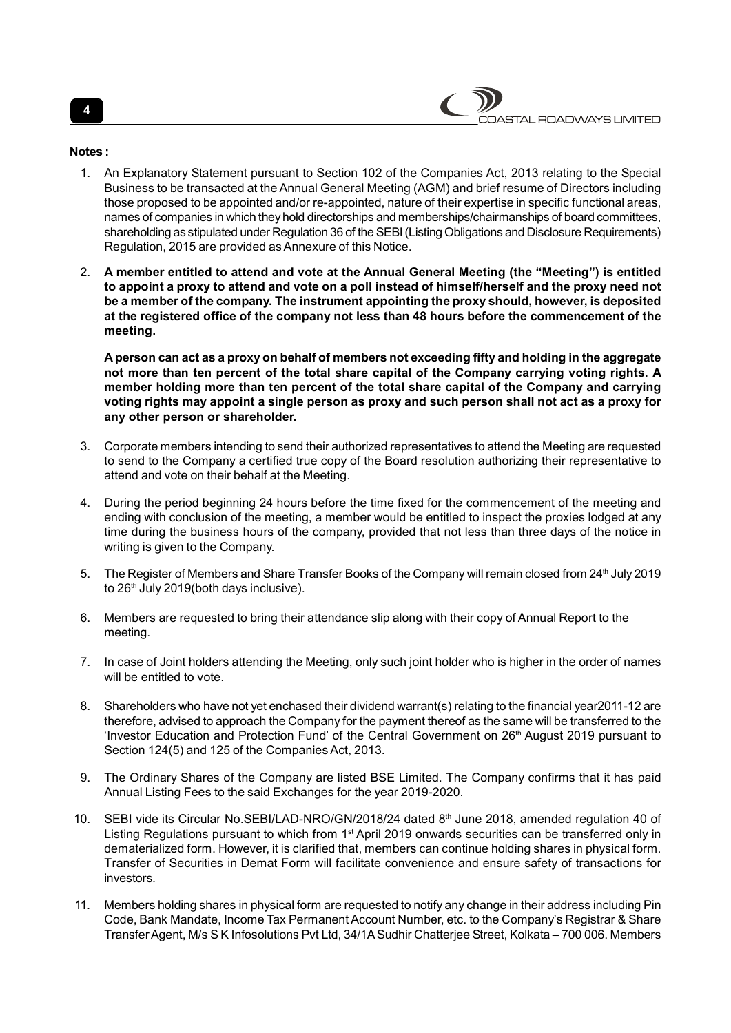**Notes :**

1. An Explanatory Statement pursuant to Section 102 of the Companies Act, 2013 relating to the Special Business to be transacted at the Annual General Meeting (AGM) and brief resume of Directors including those proposed to be appointed and/or re-appointed, nature of their expertise in specific functional areas, names of companies in which they hold directorships and memberships/chairmanships of board committees, shareholding as stipulated under Regulation 36 of the SEBI (Listing Obligations and Disclosure Requirements) Regulation, 2015 are provided as Annexure of this Notice.

2. **A member entitled to attend and vote at the Annual General Meeting (the "Meeting") is entitled to appoint a proxy to attend and vote on a poll instead of himself/herself and the proxy need not be a member of the company. The instrument appointing the proxy should, however, is deposited at the registered office of the company not less than 48 hours before the commencement of the meeting.**

   **A person can act as a proxy on behalf of members not exceeding fifty and holding in the aggregate not more than ten percent of the total share capital of the Company carrying voting rights. A member holding more than ten percent of the total share capital of the Company and carrying voting rights may appoint a single person as proxy and such person shall not act as a proxy for any other person or shareholder.**

3. Corporate members intending to send their authorized representatives to attend the Meeting are requested to send to the Company a certified true copy of the Board resolution authorizing their representative to attend and vote on their behalf at the Meeting.

4. During the period beginning 24 hours before the time fixed for the commencement of the meeting and ending with conclusion of the meeting, a member would be entitled to inspect the proxies lodged at any time during the business hours of the company, provided that not less than three days of the notice in writing is given to the Company.

5. The Register of Members and Share Transfer Books of the Company will remain closed from 24th July 2019 to 26th July 2019(both days inclusive).

6. Members are requested to bring their attendance slip along with their copy of Annual Report to the meeting.

7. In case of Joint holders attending the Meeting, only such joint holder who is higher in the order of names will be entitled to vote.

8. Shareholders who have not yet enchased their dividend warrant(s) relating to the financial year2011-12 are therefore, advised to approach the Company for the payment thereof as the same will be transferred to the 'Investor Education and Protection Fund' of the Central Government on 26th August 2019 pursuant to Section 124(5) and 125 of the Companies Act, 2013.

9. The Ordinary Shares of the Company are listed BSE Limited. The Company confirms that it has paid Annual Listing Fees to the said Exchanges for the year 2019-2020.

10. SEBI vide its Circular No.SEBI/LAD-NRO/GN/2018/24 dated 8th June 2018, amended regulation 40 of Listing Regulations pursuant to which from 1st April 2019 onwards securities can be transferred only in dematerialized form. However, it is clarified that, members can continue holding shares in physical form. Transfer of Securities in Demat Form will facilitate convenience and ensure safety of transactions for investors.

11. Members holding shares in physical form are requested to notify any change in their address including Pin Code, Bank Mandate, Income Tax Permanent Account Number, etc. to the Company's Registrar & Share Transfer Agent, M/s S K Infosolutions Pvt Ltd, 34/1A Sudhir Chatterjee Street, Kolkata – 700 006. Members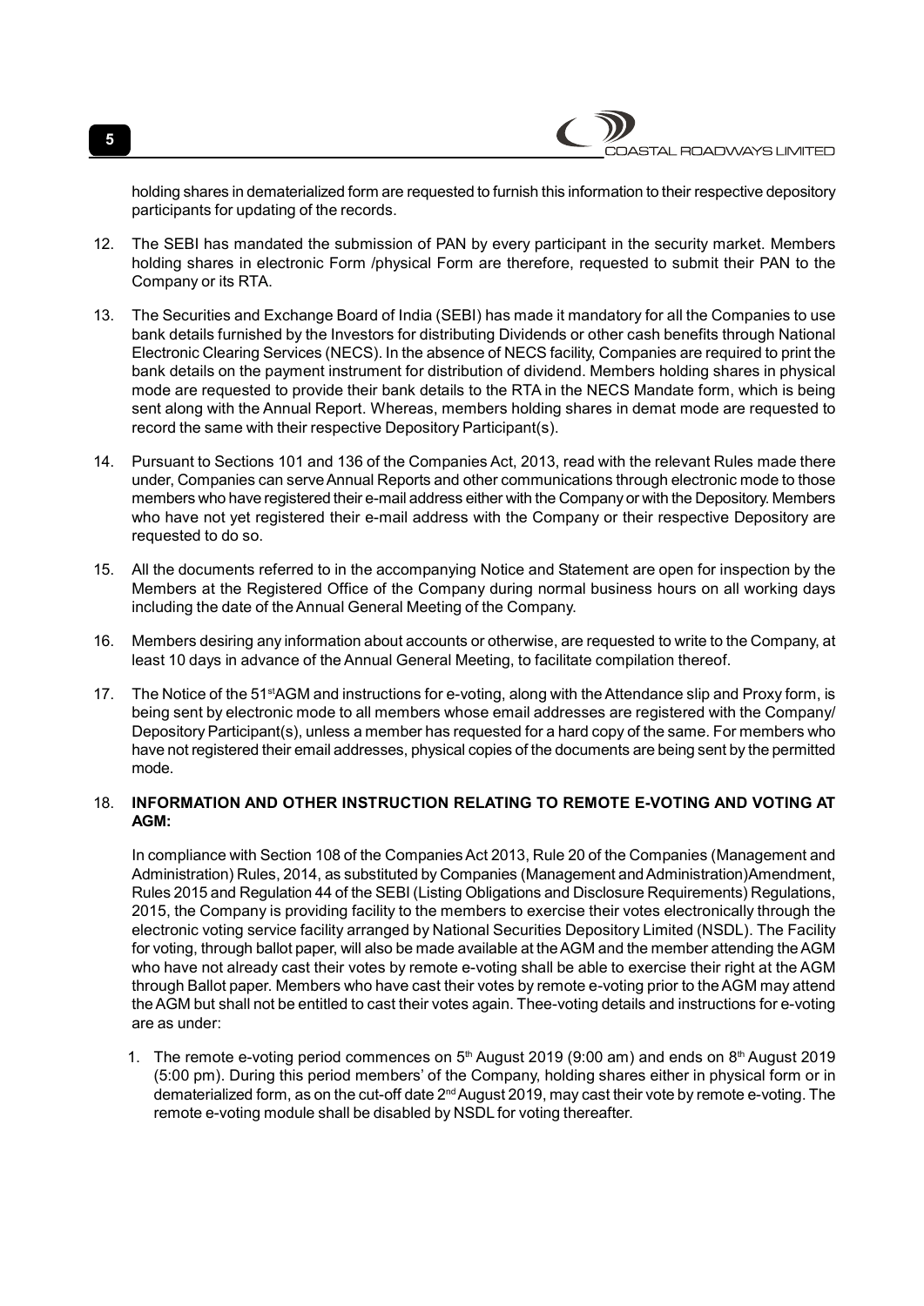holding shares in dematerialized form are requested to furnish this information to their respective depository participants for updating of the records.

12. The SEBI has mandated the submission of PAN by every participant in the security market. Members holding shares in electronic Form /physical Form are therefore, requested to submit their PAN to the Company or its RTA.

13. The Securities and Exchange Board of India (SEBI) has made it mandatory for all the Companies to use bank details furnished by the Investors for distributing Dividends or other cash benefits through National Electronic Clearing Services (NECS). In the absence of NECS facility, Companies are required to print the bank details on the payment instrument for distribution of dividend. Members holding shares in physical mode are requested to provide their bank details to the RTA in the NECS Mandate form, which is being sent along with the Annual Report. Whereas, members holding shares in demat mode are requested to record the same with their respective Depository Participant(s).

14. Pursuant to Sections 101 and 136 of the Companies Act, 2013, read with the relevant Rules made there under, Companies can serve Annual Reports and other communications through electronic mode to those members who have registered their e-mail address either with the Company or with the Depository. Members who have not yet registered their e-mail address with the Company or their respective Depository are requested to do so.

15. All the documents referred to in the accompanying Notice and Statement are open for inspection by the Members at the Registered Office of the Company during normal business hours on all working days including the date of the Annual General Meeting of the Company.

16. Members desiring any information about accounts or otherwise, are requested to write to the Company, at least 10 days in advance of the Annual General Meeting, to facilitate compilation thereof.

17. The Notice of the 51st AGM and instructions for e-voting, along with the Attendance slip and Proxy form, is being sent by electronic mode to all members whose email addresses are registered with the Company/ Depository Participant(s), unless a member has requested for a hard copy of the same. For members who have not registered their email addresses, physical copies of the documents are being sent by the permitted mode.

18. **INFORMATION AND OTHER INSTRUCTION RELATING TO REMOTE E-VOTING AND VOTING AT AGM:**

    In compliance with Section 108 of the Companies Act 2013, Rule 20 of the Companies (Management and Administration) Rules, 2014, as substituted by Companies (Management and Administration)Amendment, Rules 2015 and Regulation 44 of the SEBI (Listing Obligations and Disclosure Requirements) Regulations, 2015, the Company is providing facility to the members to exercise their votes electronically through the electronic voting service facility arranged by National Securities Depository Limited (NSDL). The Facility for voting, through ballot paper, will also be made available at the AGM and the member attending the AGM who have not already cast their votes by remote e-voting shall be able to exercise their right at the AGM through Ballot paper. Members who have cast their votes by remote e-voting prior to the AGM may attend the AGM but shall not be entitled to cast their votes again. Thee-voting details and instructions for e-voting are as under:

    1. The remote e-voting period commences on 5th August 2019 (9:00 am) and ends on 8th August 2019 (5:00 pm). During this period members' of the Company, holding shares either in physical form or in dematerialized form, as on the cut-off date 2nd August 2019, may cast their vote by remote e-voting. The remote e-voting module shall be disabled by NSDL for voting thereafter.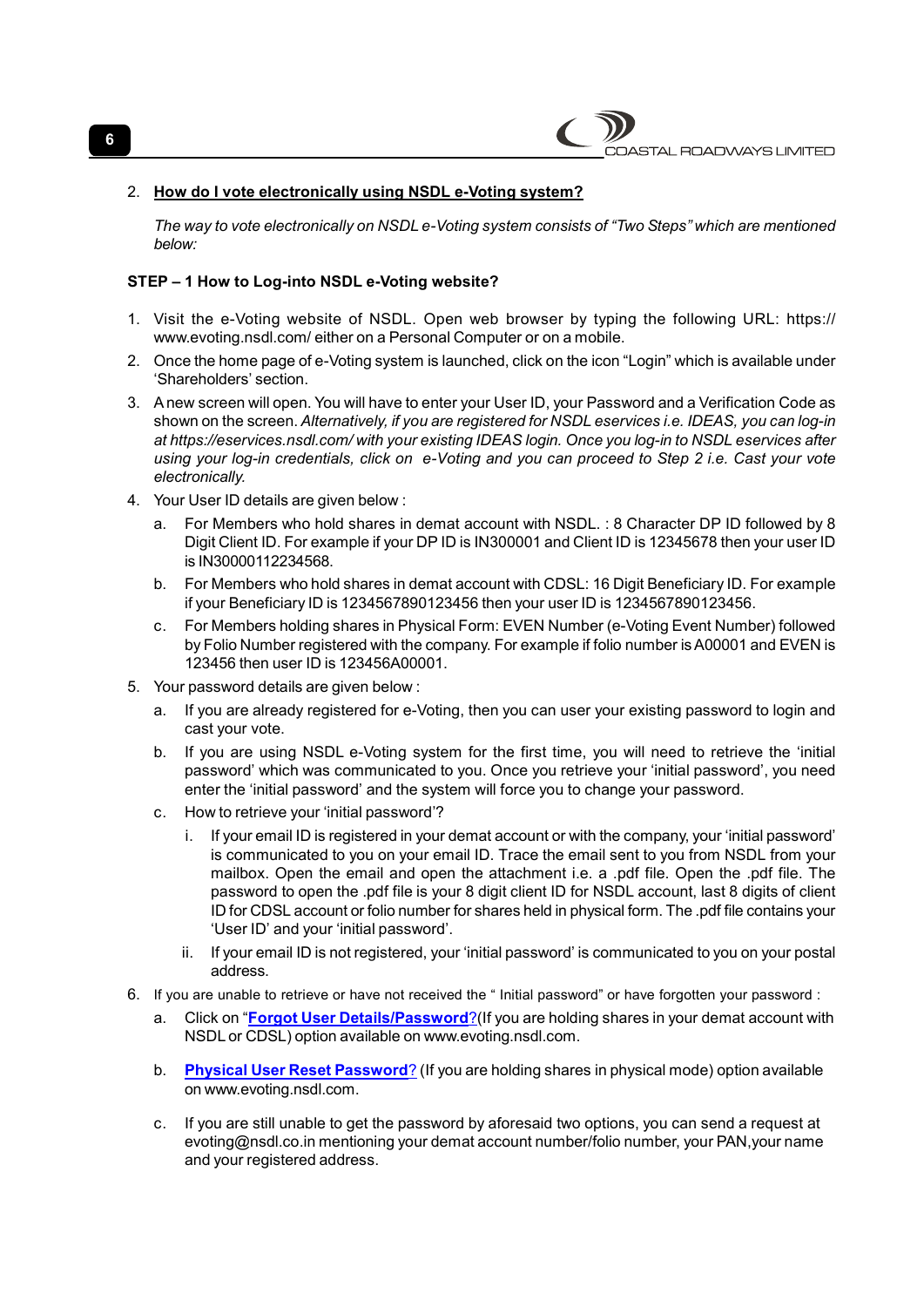2. **How do I vote electronically using NSDL e-Voting system?**

   *The way to vote electronically on NSDL e-Voting system consists of "Two Steps" which are mentioned below:*

**STEP – 1 How to Log-into NSDL e-Voting website?**

1. Visit the e-Voting website of NSDL. Open web browser by typing the following URL: https://www.evoting.nsdl.com/ either on a Personal Computer or on a mobile.
2. Once the home page of e-Voting system is launched, click on the icon "Login" which is available under 'Shareholders' section.
3. A new screen will open. You will have to enter your User ID, your Password and a Verification Code as shown on the screen. *Alternatively, if you are registered for NSDL eservices i.e. IDEAS, you can log-in at https://eservices.nsdl.com/ with your existing IDEAS login. Once you log-in to NSDL eservices after using your log-in credentials, click on e-Voting and you can proceed to Step 2 i.e. Cast your vote electronically.*
4. Your User ID details are given below :
   a. For Members who hold shares in demat account with NSDL. : 8 Character DP ID followed by 8 Digit Client ID. For example if your DP ID is IN300001 and Client ID is 12345678 then your user ID is IN30000112234568.
   b. For Members who hold shares in demat account with CDSL: 16 Digit Beneficiary ID. For example if your Beneficiary ID is 1234567890123456 then your user ID is 1234567890123456.
   c. For Members holding shares in Physical Form: EVEN Number (e-Voting Event Number) followed by Folio Number registered with the company. For example if folio number is A00001 and EVEN is 123456 then user ID is 123456A00001.
5. Your password details are given below :
   a. If you are already registered for e-Voting, then you can user your existing password to login and cast your vote.
   b. If you are using NSDL e-Voting system for the first time, you will need to retrieve the 'initial password' which was communicated to you. Once you retrieve your 'initial password', you need enter the 'initial password' and the system will force you to change your password.
   c. How to retrieve your 'initial password'?
      i. If your email ID is registered in your demat account or with the company, your 'initial password' is communicated to you on your email ID. Trace the email sent to you from NSDL from your mailbox. Open the email and open the attachment i.e. a .pdf file. Open the .pdf file. The password to open the .pdf file is your 8 digit client ID for NSDL account, last 8 digits of client ID for CDSL account or folio number for shares held in physical form. The .pdf file contains your 'User ID' and your 'initial password'.
      ii. If your email ID is not registered, your 'initial password' is communicated to you on your postal address.
6. If you are unable to retrieve or have not received the " Initial password" or have forgotten your password :
   a. Click on "**Forgot User Details/Password**?(If you are holding shares in your demat account with NSDL or CDSL) option available on www.evoting.nsdl.com.
   b. **Physical User Reset Password**? (If you are holding shares in physical mode) option available on www.evoting.nsdl.com.
   c. If you are still unable to get the password by aforesaid two options, you can send a request at evoting@nsdl.co.in mentioning your demat account number/folio number, your PAN,your name and your registered address.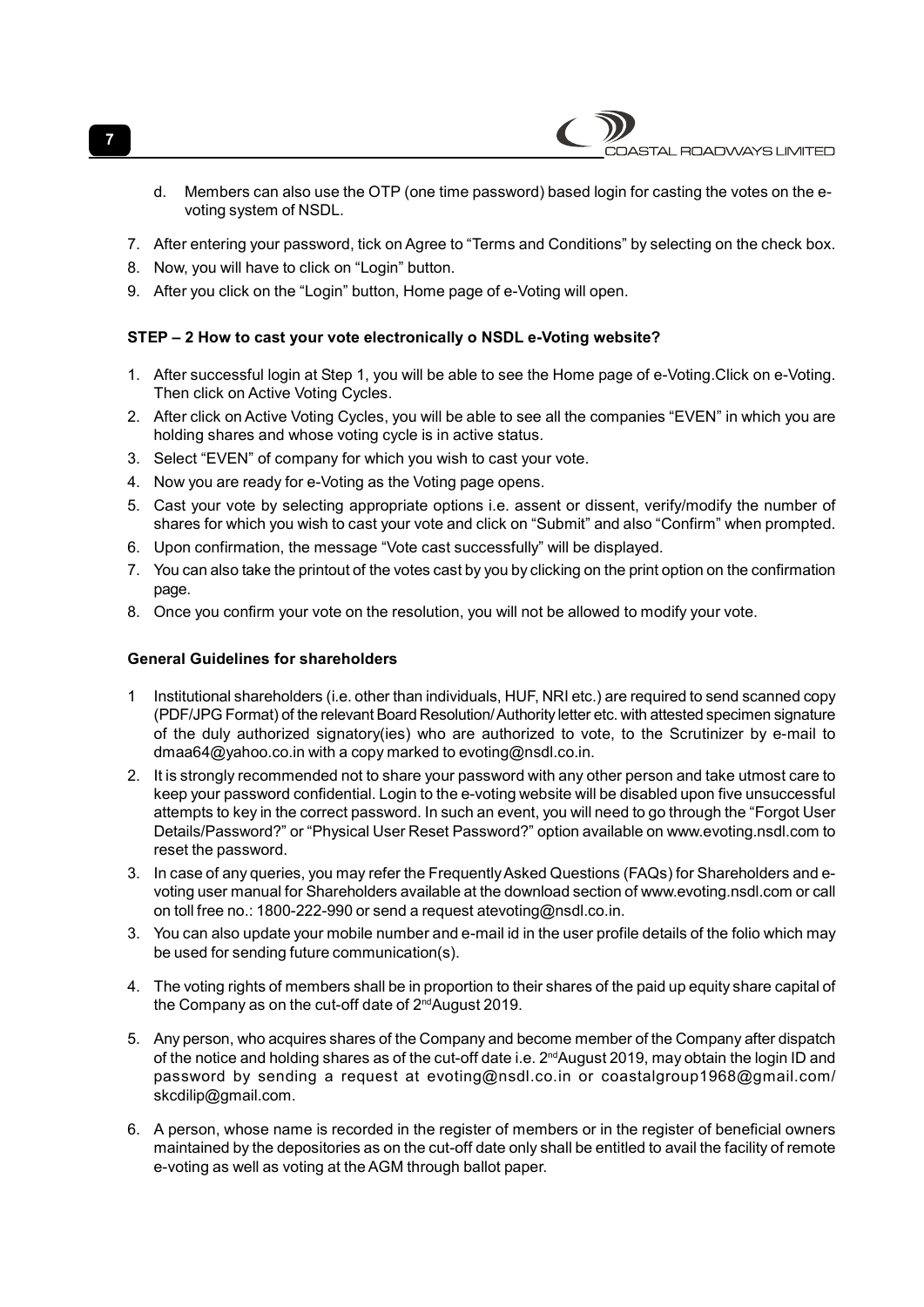d. Members can also use the OTP (one time password) based login for casting the votes on the e-voting system of NSDL.

7. After entering your password, tick on Agree to "Terms and Conditions" by selecting on the check box.
8. Now, you will have to click on "Login" button.
9. After you click on the "Login" button, Home page of e-Voting will open.

**STEP – 2 How to cast your vote electronically o NSDL e-Voting website?**

1. After successful login at Step 1, you will be able to see the Home page of e-Voting.Click on e-Voting. Then click on Active Voting Cycles.
2. After click on Active Voting Cycles, you will be able to see all the companies "EVEN" in which you are holding shares and whose voting cycle is in active status.
3. Select "EVEN" of company for which you wish to cast your vote.
4. Now you are ready for e-Voting as the Voting page opens.
5. Cast your vote by selecting appropriate options i.e. assent or dissent, verify/modify the number of shares for which you wish to cast your vote and click on "Submit" and also "Confirm" when prompted.
6. Upon confirmation, the message "Vote cast successfully" will be displayed.
7. You can also take the printout of the votes cast by you by clicking on the print option on the confirmation page.
8. Once you confirm your vote on the resolution, you will not be allowed to modify your vote.

**General Guidelines for shareholders**

1 Institutional shareholders (i.e. other than individuals, HUF, NRI etc.) are required to send scanned copy (PDF/JPG Format) of the relevant Board Resolution/ Authority letter etc. with attested specimen signature of the duly authorized signatory(ies) who are authorized to vote, to the Scrutinizer by e-mail to dmaa64@yahoo.co.in with a copy marked to evoting@nsdl.co.in.

2. It is strongly recommended not to share your password with any other person and take utmost care to keep your password confidential. Login to the e-voting website will be disabled upon five unsuccessful attempts to key in the correct password. In such an event, you will need to go through the "Forgot User Details/Password?" or "Physical User Reset Password?" option available on www.evoting.nsdl.com to reset the password.

3. In case of any queries, you may refer the Frequently Asked Questions (FAQs) for Shareholders and e-voting user manual for Shareholders available at the download section of www.evoting.nsdl.com or call on toll free no.: 1800-222-990 or send a request atevoting@nsdl.co.in.

3. You can also update your mobile number and e-mail id in the user profile details of the folio which may be used for sending future communication(s).

4. The voting rights of members shall be in proportion to their shares of the paid up equity share capital of the Company as on the cut-off date of 2nd August 2019.

5. Any person, who acquires shares of the Company and become member of the Company after dispatch of the notice and holding shares as of the cut-off date i.e. 2nd August 2019, may obtain the login ID and password by sending a request at evoting@nsdl.co.in or coastalgroup1968@gmail.com/ skcdilip@gmail.com.

6. A person, whose name is recorded in the register of members or in the register of beneficial owners maintained by the depositories as on the cut-off date only shall be entitled to avail the facility of remote e-voting as well as voting at the AGM through ballot paper.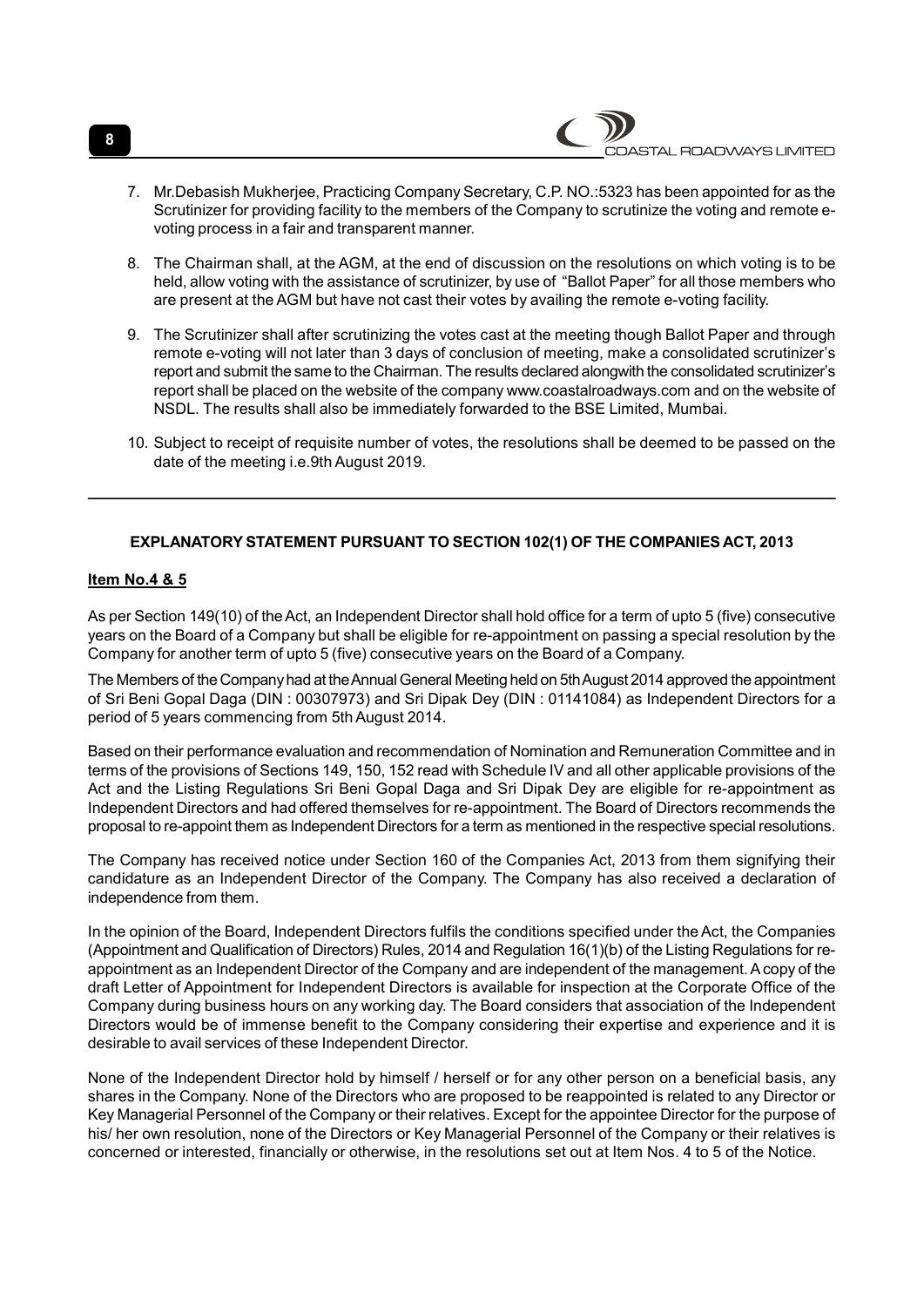7. Mr.Debasish Mukherjee, Practicing Company Secretary, C.P. NO.:5323 has been appointed for as the Scrutinizer for providing facility to the members of the Company to scrutinize the voting and remote e-voting process in a fair and transparent manner.

8. The Chairman shall, at the AGM, at the end of discussion on the resolutions on which voting is to be held, allow voting with the assistance of scrutinizer, by use of "Ballot Paper" for all those members who are present at the AGM but have not cast their votes by availing the remote e-voting facility.

9. The Scrutinizer shall after scrutinizing the votes cast at the meeting though Ballot Paper and through remote e-voting will not later than 3 days of conclusion of meeting, make a consolidated scrutinizer's report and submit the same to the Chairman. The results declared alongwith the consolidated scrutinizer's report shall be placed on the website of the company www.coastalroadways.com and on the website of NSDL. The results shall also be immediately forwarded to the BSE Limited, Mumbai.

10. Subject to receipt of requisite number of votes, the resolutions shall be deemed to be passed on the date of the meeting i.e.9th August 2019.

---

**EXPLANATORY STATEMENT PURSUANT TO SECTION 102(1) OF THE COMPANIES ACT, 2013**

**Item No.4 & 5**

As per Section 149(10) of the Act, an Independent Director shall hold office for a term of upto 5 (five) consecutive years on the Board of a Company but shall be eligible for re-appointment on passing a special resolution by the Company for another term of upto 5 (five) consecutive years on the Board of a Company.

The Members of the Company had at the Annual General Meeting held on 5th August 2014 approved the appointment of Sri Beni Gopal Daga (DIN : 00307973) and Sri Dipak Dey (DIN : 01141084) as Independent Directors for a period of 5 years commencing from 5th August 2014.

Based on their performance evaluation and recommendation of Nomination and Remuneration Committee and in terms of the provisions of Sections 149, 150, 152 read with Schedule IV and all other applicable provisions of the Act and the Listing Regulations Sri Beni Gopal Daga and Sri Dipak Dey are eligible for re-appointment as Independent Directors and had offered themselves for re-appointment. The Board of Directors recommends the proposal to re-appoint them as Independent Directors for a term as mentioned in the respective special resolutions.

The Company has received notice under Section 160 of the Companies Act, 2013 from them signifying their candidature as an Independent Director of the Company. The Company has also received a declaration of independence from them.

In the opinion of the Board, Independent Directors fulfils the conditions specified under the Act, the Companies (Appointment and Qualification of Directors) Rules, 2014 and Regulation 16(1)(b) of the Listing Regulations for re-appointment as an Independent Director of the Company and are independent of the management. A copy of the draft Letter of Appointment for Independent Directors is available for inspection at the Corporate Office of the Company during business hours on any working day. The Board considers that association of the Independent Directors would be of immense benefit to the Company considering their expertise and experience and it is desirable to avail services of these Independent Director.

None of the Independent Director hold by himself / herself or for any other person on a beneficial basis, any shares in the Company. None of the Directors who are proposed to be reappointed is related to any Director or Key Managerial Personnel of the Company or their relatives. Except for the appointee Director for the purpose of his/ her own resolution, none of the Directors or Key Managerial Personnel of the Company or their relatives is concerned or interested, financially or otherwise, in the resolutions set out at Item Nos. 4 to 5 of the Notice.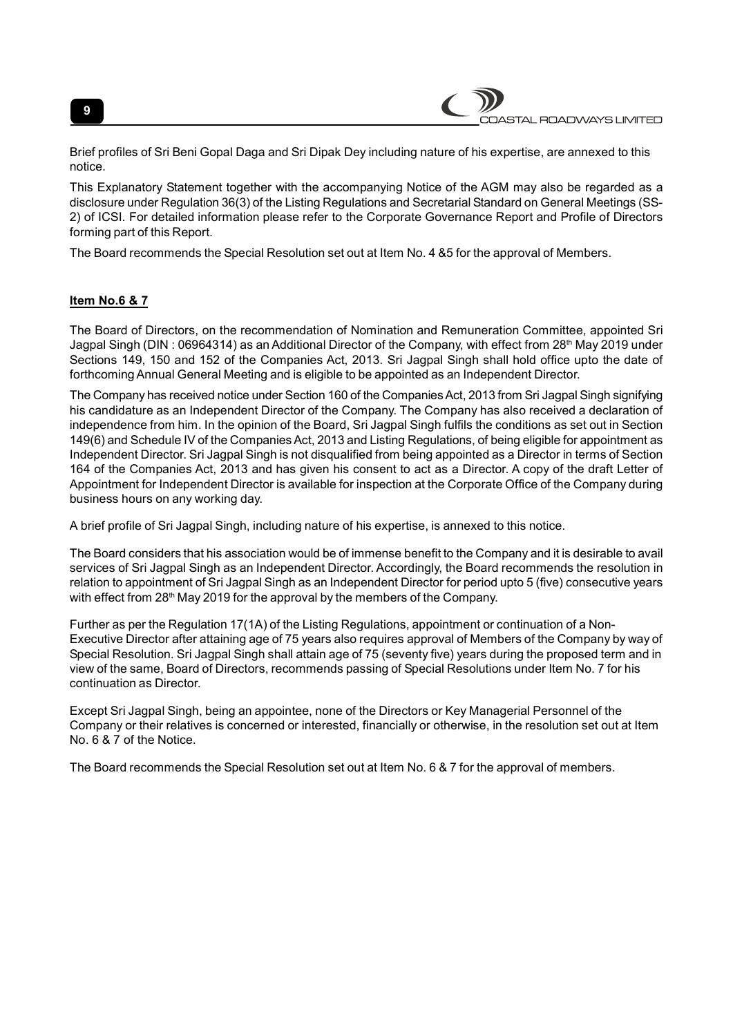Brief profiles of Sri Beni Gopal Daga and Sri Dipak Dey including nature of his expertise, are annexed to this notice.

This Explanatory Statement together with the accompanying Notice of the AGM may also be regarded as a disclosure under Regulation 36(3) of the Listing Regulations and Secretarial Standard on General Meetings (SS-2) of ICSI. For detailed information please refer to the Corporate Governance Report and Profile of Directors forming part of this Report.

The Board recommends the Special Resolution set out at Item No. 4 &5 for the approval of Members.

**Item No.6 & 7**

The Board of Directors, on the recommendation of Nomination and Remuneration Committee, appointed Sri Jagpal Singh (DIN : 06964314) as an Additional Director of the Company, with effect from 28th May 2019 under Sections 149, 150 and 152 of the Companies Act, 2013. Sri Jagpal Singh shall hold office upto the date of forthcoming Annual General Meeting and is eligible to be appointed as an Independent Director.

The Company has received notice under Section 160 of the Companies Act, 2013 from Sri Jagpal Singh signifying his candidature as an Independent Director of the Company. The Company has also received a declaration of independence from him. In the opinion of the Board, Sri Jagpal Singh fulfils the conditions as set out in Section 149(6) and Schedule IV of the Companies Act, 2013 and Listing Regulations, of being eligible for appointment as Independent Director. Sri Jagpal Singh is not disqualified from being appointed as a Director in terms of Section 164 of the Companies Act, 2013 and has given his consent to act as a Director. A copy of the draft Letter of Appointment for Independent Director is available for inspection at the Corporate Office of the Company during business hours on any working day.

A brief profile of Sri Jagpal Singh, including nature of his expertise, is annexed to this notice.

The Board considers that his association would be of immense benefit to the Company and it is desirable to avail services of Sri Jagpal Singh as an Independent Director. Accordingly, the Board recommends the resolution in relation to appointment of Sri Jagpal Singh as an Independent Director for period upto 5 (five) consecutive years with effect from 28th May 2019 for the approval by the members of the Company.

Further as per the Regulation 17(1A) of the Listing Regulations, appointment or continuation of a Non-Executive Director after attaining age of 75 years also requires approval of Members of the Company by way of Special Resolution. Sri Jagpal Singh shall attain age of 75 (seventy five) years during the proposed term and in view of the same, Board of Directors, recommends passing of Special Resolutions under Item No. 7 for his continuation as Director.

Except Sri Jagpal Singh, being an appointee, none of the Directors or Key Managerial Personnel of the Company or their relatives is concerned or interested, financially or otherwise, in the resolution set out at Item No. 6 & 7 of the Notice.

The Board recommends the Special Resolution set out at Item No. 6 & 7 for the approval of members.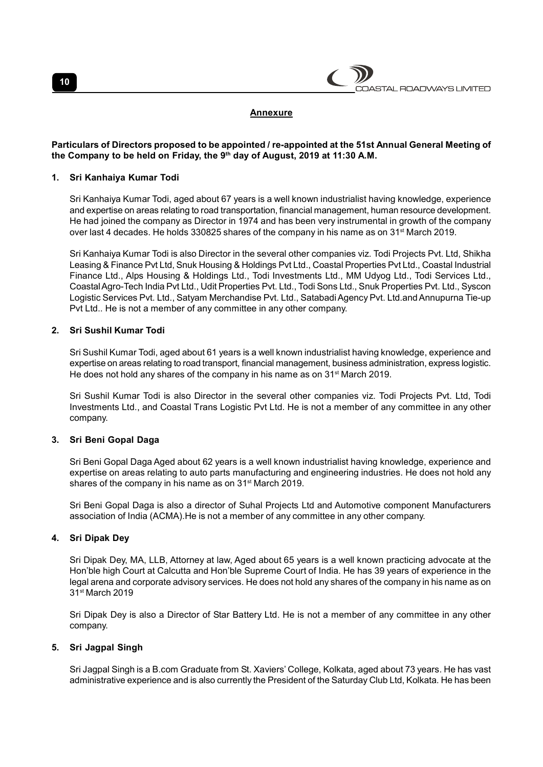## Annexure

**Particulars of Directors proposed to be appointed / re-appointed at the 51st Annual General Meeting of the Company to be held on Friday, the 9th day of August, 2019 at 11:30 A.M.**

### 1. Sri Kanhaiya Kumar Todi

Sri Kanhaiya Kumar Todi, aged about 67 years is a well known industrialist having knowledge, experience and expertise on areas relating to road transportation, financial management, human resource development. He had joined the company as Director in 1974 and has been very instrumental in growth of the company over last 4 decades. He holds 330825 shares of the company in his name as on 31st March 2019.

Sri Kanhaiya Kumar Todi is also Director in the several other companies viz. Todi Projects Pvt. Ltd, Shikha Leasing & Finance Pvt Ltd, Snuk Housing & Holdings Pvt Ltd., Coastal Properties Pvt Ltd., Coastal Industrial Finance Ltd., Alps Housing & Holdings Ltd., Todi Investments Ltd., MM Udyog Ltd., Todi Services Ltd., Coastal Agro-Tech India Pvt Ltd., Udit Properties Pvt. Ltd., Todi Sons Ltd., Snuk Properties Pvt. Ltd., Syscon Logistic Services Pvt. Ltd., Satyam Merchandise Pvt. Ltd., Satabadi Agency Pvt. Ltd.and Annupurna Tie-up Pvt Ltd.. He is not a member of any committee in any other company.

### 2. Sri Sushil Kumar Todi

Sri Sushil Kumar Todi, aged about 61 years is a well known industrialist having knowledge, experience and expertise on areas relating to road transport, financial management, business administration, express logistic. He does not hold any shares of the company in his name as on 31st March 2019.

Sri Sushil Kumar Todi is also Director in the several other companies viz. Todi Projects Pvt. Ltd, Todi Investments Ltd., and Coastal Trans Logistic Pvt Ltd. He is not a member of any committee in any other company.

### 3. Sri Beni Gopal Daga

Sri Beni Gopal Daga Aged about 62 years is a well known industrialist having knowledge, experience and expertise on areas relating to auto parts manufacturing and engineering industries. He does not hold any shares of the company in his name as on 31st March 2019.

Sri Beni Gopal Daga is also a director of Suhal Projects Ltd and Automotive component Manufacturers association of India (ACMA).He is not a member of any committee in any other company.

### 4. Sri Dipak Dey

Sri Dipak Dey, MA, LLB, Attorney at law, Aged about 65 years is a well known practicing advocate at the Hon'ble high Court at Calcutta and Hon'ble Supreme Court of India. He has 39 years of experience in the legal arena and corporate advisory services. He does not hold any shares of the company in his name as on 31st March 2019

Sri Dipak Dey is also a Director of Star Battery Ltd. He is not a member of any committee in any other company.

### 5. Sri Jagpal Singh

Sri Jagpal Singh is a B.com Graduate from St. Xaviers' College, Kolkata, aged about 73 years. He has vast administrative experience and is also currently the President of the Saturday Club Ltd, Kolkata. He has been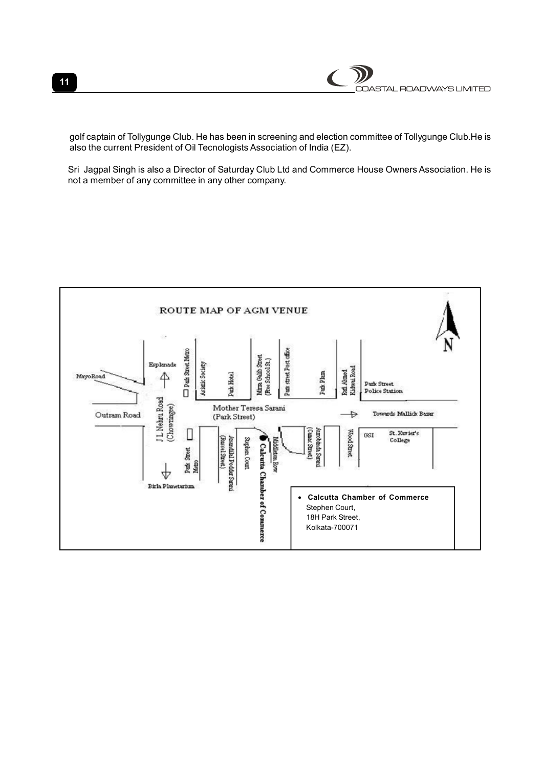golf captain of Tollygunge Club. He has been in screening and election committee of Tollygunge Club.He is also the current President of Oil Tecnologists Association of India (EZ).

Sri Jagpal Singh is also a Director of Saturday Club Ltd and Commerce House Owners Association. He is not a member of any committee in any other company.

ROUTE MAP OF AGM VENUE

N

Mayo Road

Esplanade

Outram Road

J L Nehru Road (Chowringee)

Birla Planetarium

Park Street Metro

Asiatic Society

Park Hotel

Mirza Galib Street (Free School St.)

Park street Post office

Park Plaza

Rafi Ahmed Kidwai Road

Park Street Police Station

Mother Teresa Sarani (Park Street)

Towards Mallick Bazar

Park Street Metro

(Russel Street)

Anandilal Poddar Sarani

Stephen Court

Calcutta Chamber of Commerce

Middleton Row

Aurobindo Sarani (Camac Street)

Wood Street

GSI

St. Xavier's College

- **Calcutta Chamber of Commerce**
  Stephen Court,
  18H Park Street,
  Kolkata-700071